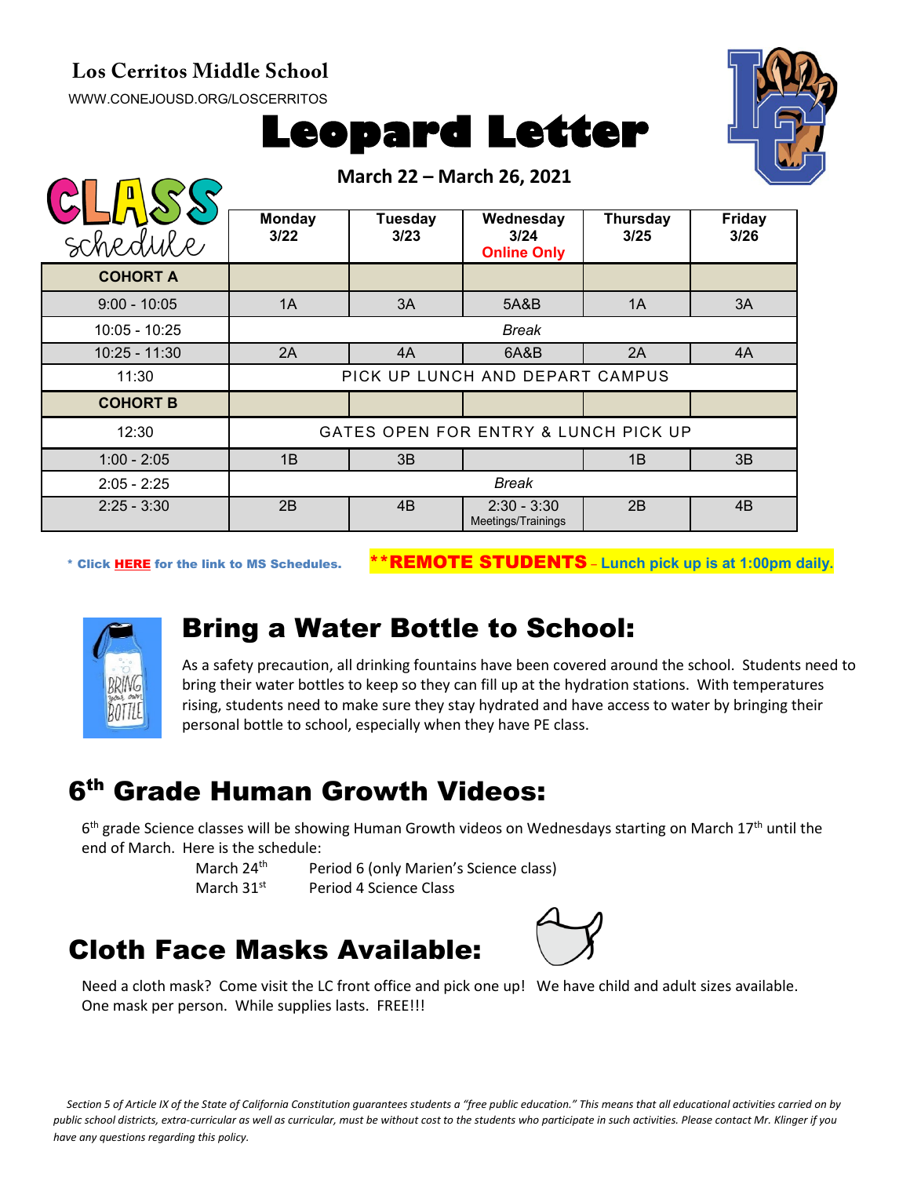**Los Cerritos Middle School**

WWW.CONEJOUSD.ORG/LOSCERRITOS

# Leopard Letter

**March 22 – March 26, 2021**

## CLASS schedule

| | Monday 3/22 | Tuesday 3/23 | Wednesday 3/24 **Online Only** | Thursday 3/25 | Friday 3/26 |
|---|---|---|---|---|---|
| **COHORT A** | | | | | |
| 9:00 - 10:05 | 1A | 3A | 5A&B | 1A | 3A |
| 10:05 - 10:25 | *Break* | | | | |
| 10:25 - 11:30 | 2A | 4A | 6A&B | 2A | 4A |
| 11:30 | PICK UP LUNCH AND DEPART CAMPUS | | | | |
| **COHORT B** | | | | | |
| 12:30 | GATES OPEN FOR ENTRY & LUNCH PICK UP | | | | |
| 1:00 - 2:05 | 1B | 3B | | 1B | 3B |
| 2:05 - 2:25 | *Break* | | | | |
| 2:25 - 3:30 | 2B | 4B | 2:30 - 3:30 Meetings/Trainings | 2B | 4B |

**\* Click HERE for the link to MS Schedules.**

**\*\*REMOTE STUDENTS – Lunch pick up is at 1:00pm daily.**

## Bring a Water Bottle to School:

As a safety precaution, all drinking fountains have been covered around the school. Students need to bring their water bottles to keep so they can fill up at the hydration stations. With temperatures rising, students need to make sure they stay hydrated and have access to water by bringing their personal bottle to school, especially when they have PE class.

## 6th Grade Human Growth Videos:

6th grade Science classes will be showing Human Growth videos on Wednesdays starting on March 17th until the end of March. Here is the schedule:

March 24th — Period 6 (only Marien's Science class)
March 31st — Period 4 Science Class

## Cloth Face Masks Available:

Need a cloth mask? Come visit the LC front office and pick one up! We have child and adult sizes available. One mask per person. While supplies lasts. FREE!!!

*Section 5 of Article IX of the State of California Constitution guarantees students a "free public education." This means that all educational activities carried on by public school districts, extra-curricular as well as curricular, must be without cost to the students who participate in such activities. Please contact Mr. Klinger if you have any questions regarding this policy.*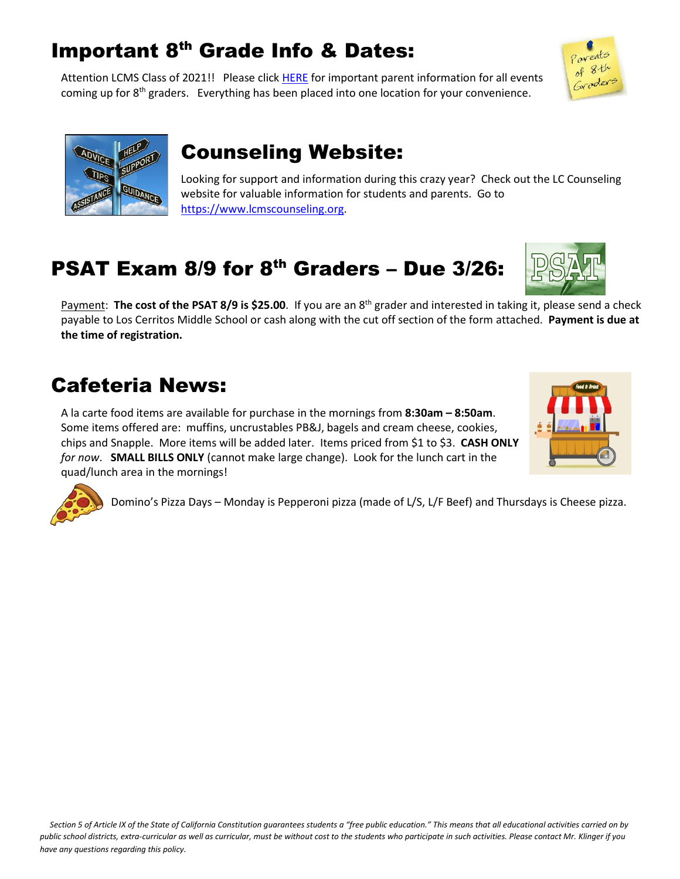# Important 8th Grade Info & Dates:

Attention LCMS Class of 2021!! Please click HERE for important parent information for all events coming up for 8th graders. Everything has been placed into one location for your convenience.

# Counseling Website:

Looking for support and information during this crazy year? Check out the LC Counseling website for valuable information for students and parents. Go to https://www.lcmscounseling.org.

# PSAT Exam 8/9 for 8th Graders – Due 3/26:

Payment: **The cost of the PSAT 8/9 is $25.00**. If you are an 8th grader and interested in taking it, please send a check payable to Los Cerritos Middle School or cash along with the cut off section of the form attached. **Payment is due at the time of registration.**

# Cafeteria News:

A la carte food items are available for purchase in the mornings from **8:30am – 8:50am**. Some items offered are: muffins, uncrustables PB&J, bagels and cream cheese, cookies, chips and Snapple. More items will be added later. Items priced from $1 to $3. **CASH ONLY** *for now*. **SMALL BILLS ONLY** (cannot make large change). Look for the lunch cart in the quad/lunch area in the mornings!

Domino's Pizza Days – Monday is Pepperoni pizza (made of L/S, L/F Beef) and Thursdays is Cheese pizza.

*Section 5 of Article IX of the State of California Constitution guarantees students a "free public education." This means that all educational activities carried on by public school districts, extra-curricular as well as curricular, must be without cost to the students who participate in such activities. Please contact Mr. Klinger if you have any questions regarding this policy.*